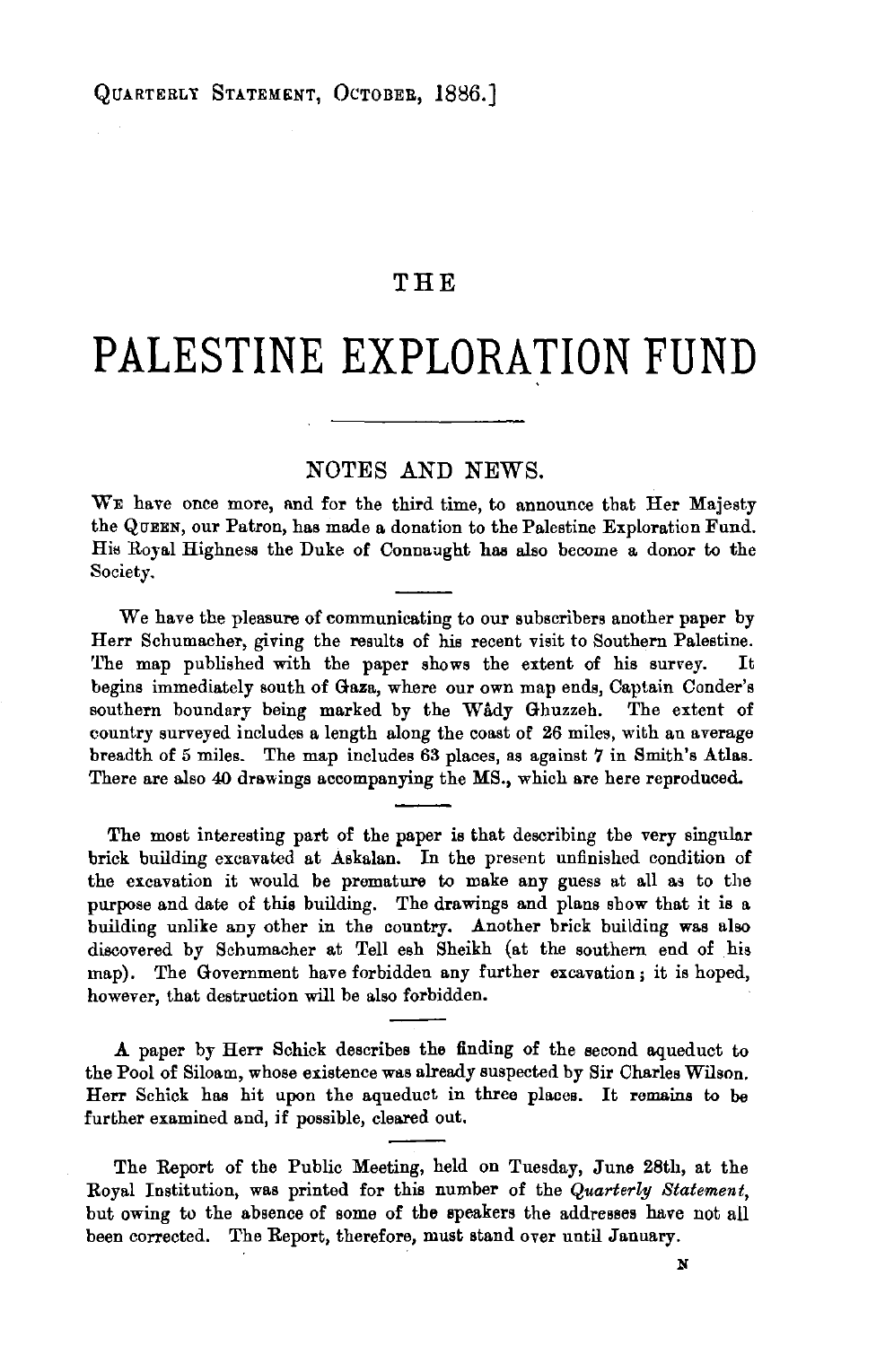# THE

# PALESTINE EXPLORATION FUND

## NOTES AND NEWS.

WE have once more, and for the third time, to announce that Her Majesty the QUEEN, our Patron, has made a donation to the Palestine Exploration Fund. His Royal Highness the Duke of Connaught has also become a donor to the Society.

---

We have the pleasure of communicating to our subscribers another paper by Herr Schumacher, giving the results of his recent visit to Southern Palestine. The map published with the paper shows the extent of his survey. It begins immediately south of Gaza, where our own map ends, Captain Conder's southern boundary being marked by the Wâdy Ghuzzeh. The extent of country surveyed includes a length along the coast of 26 miles, with an average breadth of 5 miles. The map includes 63 places, as against 7 in Smith's Atlas. There are also 40 drawings accompanying the MS., which are here reproduced.

---

The most interesting part of the paper is that describing the very singular brick building excavated at Askalan. In the present unfinished condition of the excavation it would be premature to make any guess at all as to the purpose and date of this building. The drawings and plans show that it is a building unlike any other in the country. Another brick building was also discovered by Schumacher at Tell esh Sheikh (at the southern end of his map). The Government have forbidden any further excavation; it is hoped, however, that destruction will be also forbidden.

---

A paper by Herr Schick describes the finding of the second aqueduct to the Pool of Siloam, whose existence was already suspected by Sir Charles Wilson. Herr Schick has hit upon the aqueduct in three places. It remains to be further examined and, if possible, cleared out.

---

The Report of the Public Meeting, held on Tuesday, June 28th, at the Royal Institution, was printed for this number of the *Quarterly Statement*, but owing to the absence of some of the speakers the addresses have not all been corrected. The Report, therefore, must stand over until January.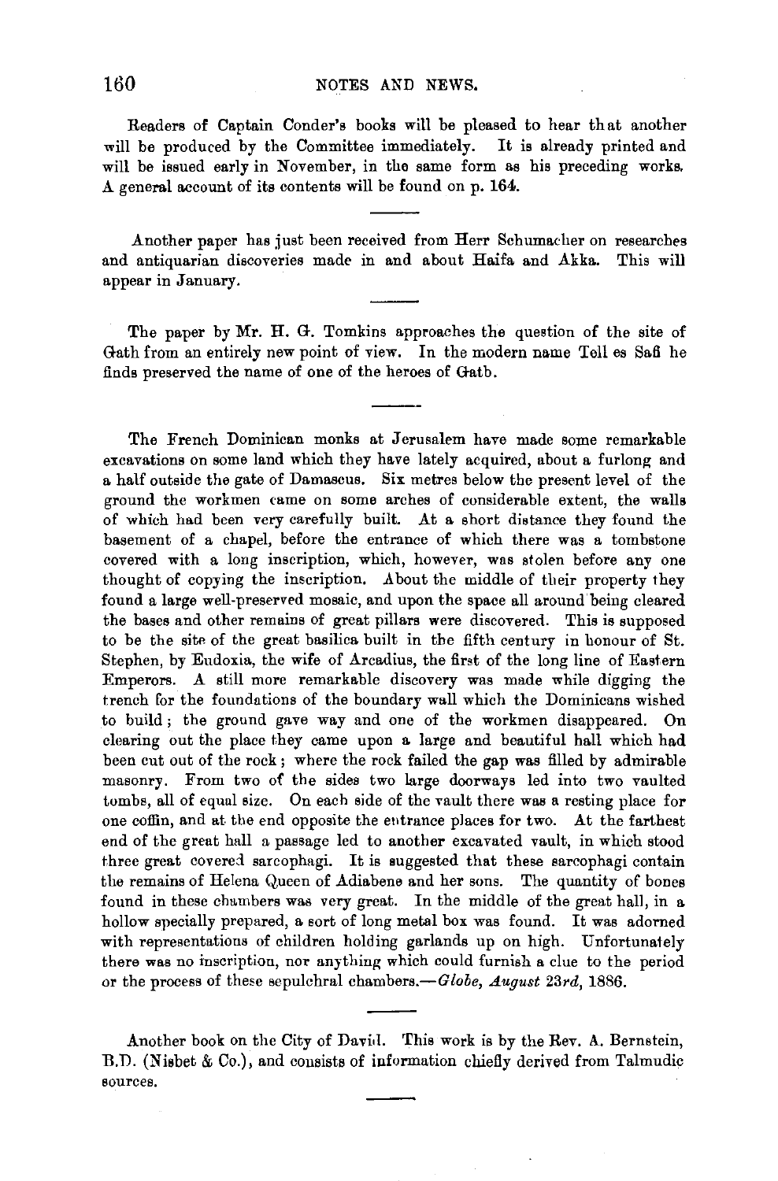Readers of Captain Conder's books will be pleased to hear that another will be produced by the Committee immediately. It is already printed and will be issued early in November, in the same form as his preceding works. A general account of its contents will be found on p. 164.

---

Another paper has just been received from Herr Schumacher on researches and antiquarian discoveries made in and about Haifa and Akka. This will appear in January.

---

The paper by Mr. H. G. Tomkins approaches the question of the site of Gath from an entirely new point of view. In the modern name Tell es Safi he finds preserved the name of one of the heroes of Gath.

---

The French Dominican monks at Jerusalem have made some remarkable excavations on some land which they have lately acquired, about a furlong and a half outside the gate of Damascus. Six metres below the present level of the ground the workmen came on some arches of considerable extent, the walls of which had been very carefully built. At a short distance they found the basement of a chapel, before the entrance of which there was a tombstone covered with a long inscription, which, however, was stolen before any one thought of copying the inscription. About the middle of their property they found a large well-preserved mosaic, and upon the space all around being cleared the bases and other remains of great pillars were discovered. This is supposed to be the site of the great basilica built in the fifth century in honour of St. Stephen, by Eudoxia, the wife of Arcadius, the first of the long line of Eastern Emperors. A still more remarkable discovery was made while digging the trench for the foundations of the boundary wall which the Dominicans wished to build; the ground gave way and one of the workmen disappeared. On clearing out the place they came upon a large and beautiful hall which had been cut out of the rock; where the rock failed the gap was filled by admirable masonry. From two of the sides two large doorways led into two vaulted tombs, all of equal size. On each side of the vault there was a resting place for one coffin, and at the end opposite the entrance places for two. At the farthest end of the great hall a passage led to another excavated vault, in which stood three great covered sarcophagi. It is suggested that these sarcophagi contain the remains of Helena Queen of Adiabene and her sons. The quantity of bones found in these chambers was very great. In the middle of the great hall, in a hollow specially prepared, a sort of long metal box was found. It was adorned with representations of children holding garlands up on high. Unfortunately there was no inscription, nor anything which could furnish a clue to the period or the process of these sepulchral chambers.—*Globe, August 23rd*, 1886.

---

Another book on the City of David. This work is by the Rev. A. Bernstein, B.D. (Nisbet & Co.), and consists of information chiefly derived from Talmudic sources.

---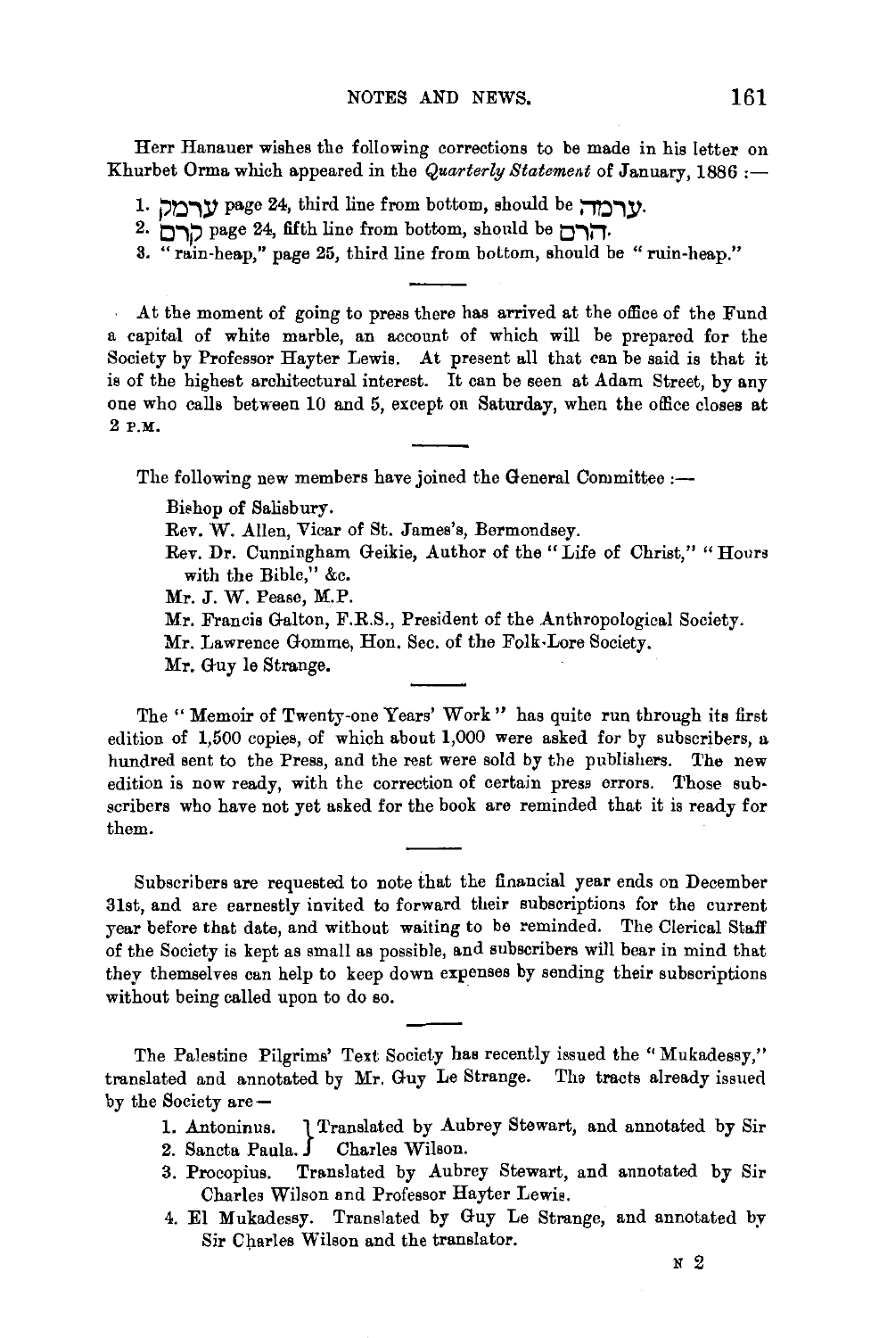Herr Hanauer wishes the following corrections to be made in his letter on Khurbet Orma which appeared in the *Quarterly Statement* of January, 1886 :—

1. ערמון page 24, third line from bottom, should be ערמה.
2. קרם page 24, fifth line from bottom, should be הרם.
3. "rain-heap," page 25, third line from bottom, should be "ruin-heap."

---

At the moment of going to press there has arrived at the office of the Fund a capital of white marble, an account of which will be prepared for the Society by Professor Hayter Lewis. At present all that can be said is that it is of the highest architectural interest. It can be seen at Adam Street, by any one who calls between 10 and 5, except on Saturday, when the office closes at 2 P.M.

---

The following new members have joined the General Committee :—

Bishop of Salisbury.
Rev. W. Allen, Vicar of St. James's, Bermondsey.
Rev. Dr. Cunningham Geikie, Author of the "Life of Christ," "Hours with the Bible," &c.
Mr. J. W. Pease, M.P.
Mr. Francis Galton, F.R.S., President of the Anthropological Society.
Mr. Lawrence Gomme, Hon. Sec. of the Folk-Lore Society.
Mr. Guy le Strange.

---

The "Memoir of Twenty-one Years' Work" has quite run through its first edition of 1,500 copies, of which about 1,000 were asked for by subscribers, a hundred sent to the Press, and the rest were sold by the publishers. The new edition is now ready, with the correction of certain press errors. Those subscribers who have not yet asked for the book are reminded that it is ready for them.

---

Subscribers are requested to note that the financial year ends on December 31st, and are earnestly invited to forward their subscriptions for the current year before that date, and without waiting to be reminded. The Clerical Staff of the Society is kept as small as possible, and subscribers will bear in mind that they themselves can help to keep down expenses by sending their subscriptions without being called upon to do so.

---

The Palestine Pilgrims' Text Society has recently issued the "Mukadessy," translated and annotated by Mr. Guy Le Strange. The tracts already issued by the Society are—

1. Antoninus. } Translated by Aubrey Stewart, and annotated by Sir
2. Sancta Paula. } Charles Wilson.
3. Procopius. Translated by Aubrey Stewart, and annotated by Sir Charles Wilson and Professor Hayter Lewis.
4. El Mukadessy. Translated by Guy Le Strange, and annotated by Sir Charles Wilson and the translator.

N 2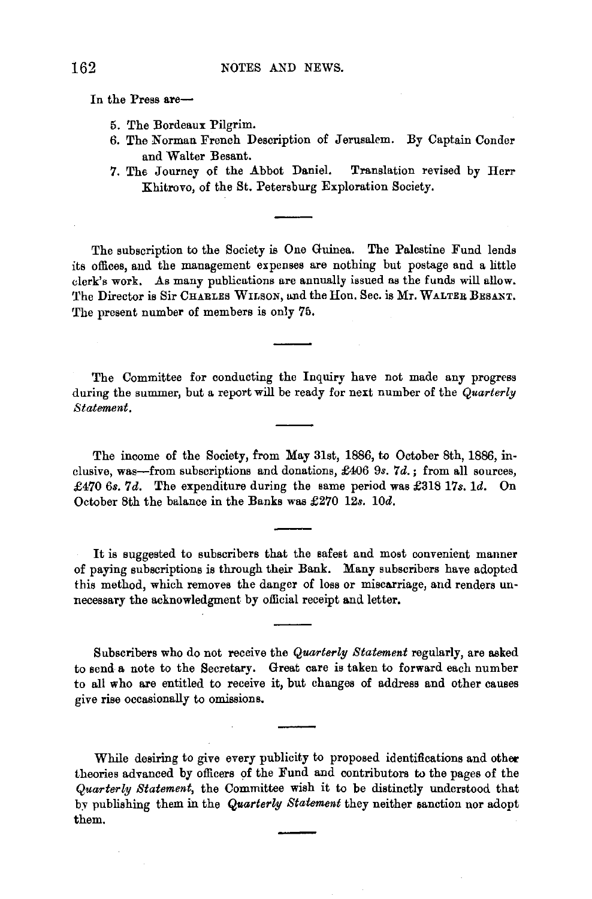In the Press are—

5. The Bordeaux Pilgrim.
6. The Norman French Description of Jerusalem. By Captain Conder and Walter Besant.
7. The Journey of the Abbot Daniel. Translation revised by Herr Khitrovo, of the St. Petersburg Exploration Society.

---

The subscription to the Society is One Guinea. The Palestine Fund lends its offices, and the management expenses are nothing but postage and a little clerk's work. As many publications are annually issued as the funds will allow. The Director is Sir CHARLES WILSON, and the Hon. Sec. is Mr. WALTER BESANT. The present number of members is only 75.

---

The Committee for conducting the Inquiry have not made any progress during the summer, but a report will be ready for next number of the *Quarterly Statement*.

---

The income of the Society, from May 31st, 1886, to October 8th, 1886, inclusive, was—from subscriptions and donations, £406 9*s.* 7*d.*; from all sources, £470 6*s.* 7*d.* The expenditure during the same period was £318 17*s.* 1*d.* On October 8th the balance in the Banks was £270 12*s.* 10*d.*

---

It is suggested to subscribers that the safest and most convenient manner of paying subscriptions is through their Bank. Many subscribers have adopted this method, which removes the danger of loss or miscarriage, and renders unnecessary the acknowledgment by official receipt and letter.

---

Subscribers who do not receive the *Quarterly Statement* regularly, are asked to send a note to the Secretary. Great care is taken to forward each number to all who are entitled to receive it, but changes of address and other causes give rise occasionally to omissions.

---

While desiring to give every publicity to proposed identifications and other theories advanced by officers of the Fund and contributors to the pages of the *Quarterly Statement*, the Committee wish it to be distinctly understood that by publishing them in the *Quarterly Statement* they neither sanction nor adopt them.

---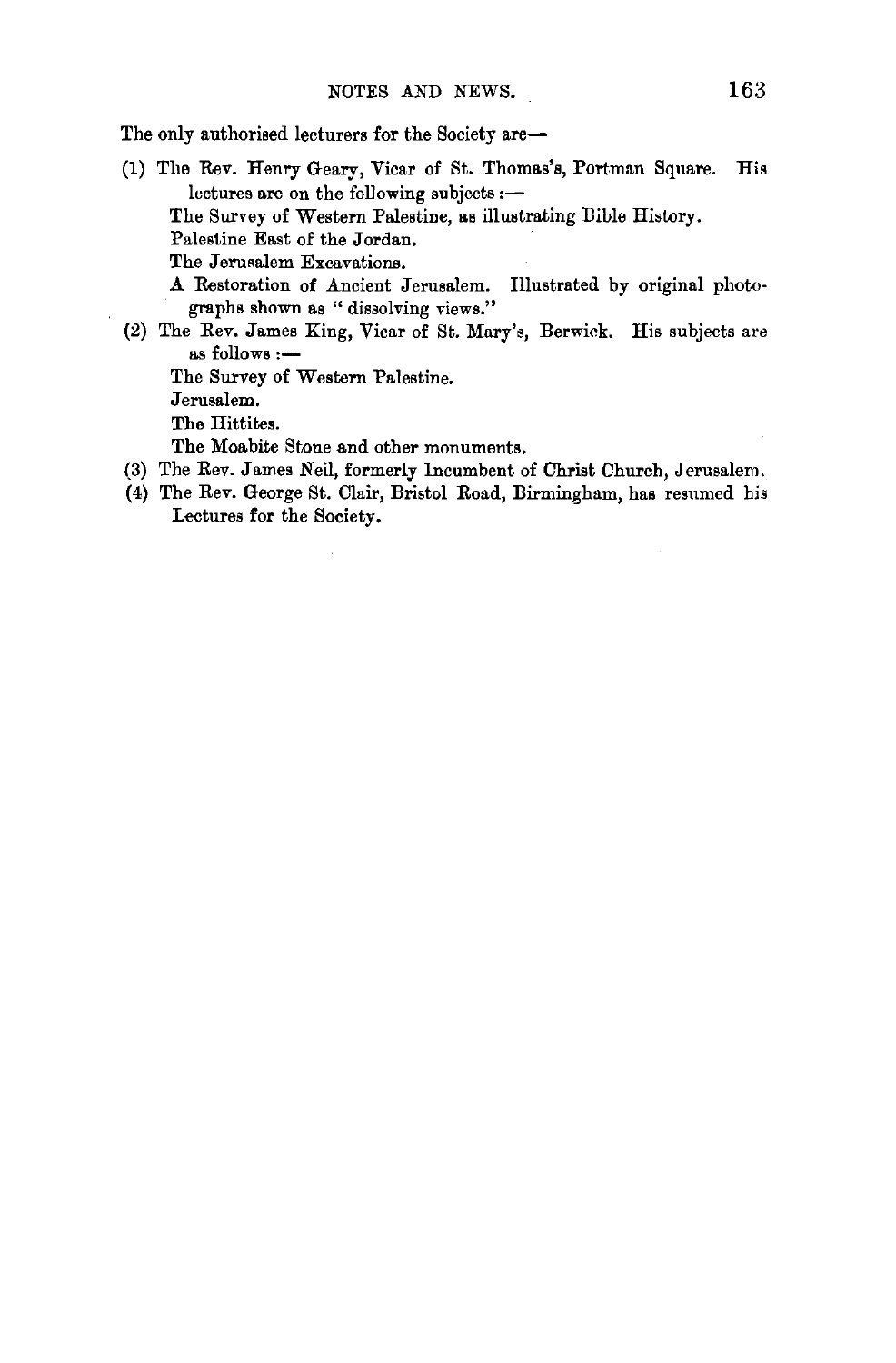The only authorised lecturers for the Society are—

(1) The Rev. Henry Geary, Vicar of St. Thomas's, Portman Square. His lectures are on the following subjects:—

 The Survey of Western Palestine, as illustrating Bible History.

 Palestine East of the Jordan.

 The Jerusalem Excavations.

 A Restoration of Ancient Jerusalem. Illustrated by original photographs shown as "dissolving views."

(2) The Rev. James King, Vicar of St. Mary's, Berwick. His subjects are as follows:—

 The Survey of Western Palestine.

 Jerusalem.

 The Hittites.

 The Moabite Stone and other monuments.

(3) The Rev. James Neil, formerly Incumbent of Christ Church, Jerusalem.

(4) The Rev. George St. Clair, Bristol Road, Birmingham, has resumed his Lectures for the Society.